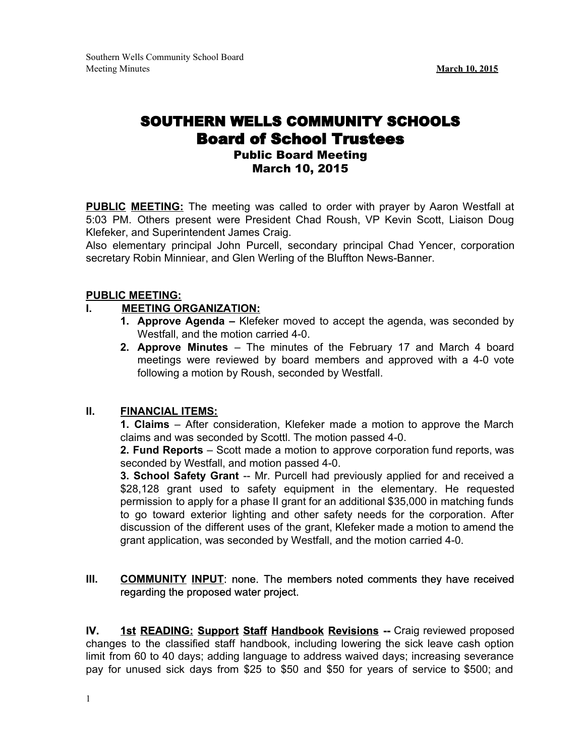# SOUTHERN WELLS COMMUNITY SCHOOLS
## Board of School Trustees
### Public Board Meeting
### March 10, 2015

**PUBLIC MEETING:** The meeting was called to order with prayer by Aaron Westfall at 5:03 PM. Others present were President Chad Roush, VP Kevin Scott, Liaison Doug Klefeker, and Superintendent James Craig.
Also elementary principal John Purcell, secondary principal Chad Yencer, corporation secretary Robin Minniear, and Glen Werling of the Bluffton News-Banner.

**PUBLIC MEETING:**

**I. MEETING ORGANIZATION:**

1. **Approve Agenda –** Klefeker moved to accept the agenda, was seconded by Westfall, and the motion carried 4-0.
2. **Approve Minutes** – The minutes of the February 17 and March 4 board meetings were reviewed by board members and approved with a 4-0 vote following a motion by Roush, seconded by Westfall.

**II. FINANCIAL ITEMS:**

**1. Claims** – After consideration, Klefeker made a motion to approve the March claims and was seconded by Scottl. The motion passed 4-0.

**2. Fund Reports** – Scott made a motion to approve corporation fund reports, was seconded by Westfall, and motion passed 4-0.

**3. School Safety Grant** -- Mr. Purcell had previously applied for and received a $28,128 grant used to safety equipment in the elementary. He requested permission to apply for a phase II grant for an additional $35,000 in matching funds to go toward exterior lighting and other safety needs for the corporation. After discussion of the different uses of the grant, Klefeker made a motion to amend the grant application, was seconded by Westfall, and the motion carried 4-0.

**III. COMMUNITY INPUT**: none. The members noted comments they have received regarding the proposed water project.

**IV. 1st READING: Support Staff Handbook Revisions --** Craig reviewed proposed changes to the classified staff handbook, including lowering the sick leave cash option limit from 60 to 40 days; adding language to address waived days; increasing severance pay for unused sick days from $25 to $50 and $50 for years of service to $500; and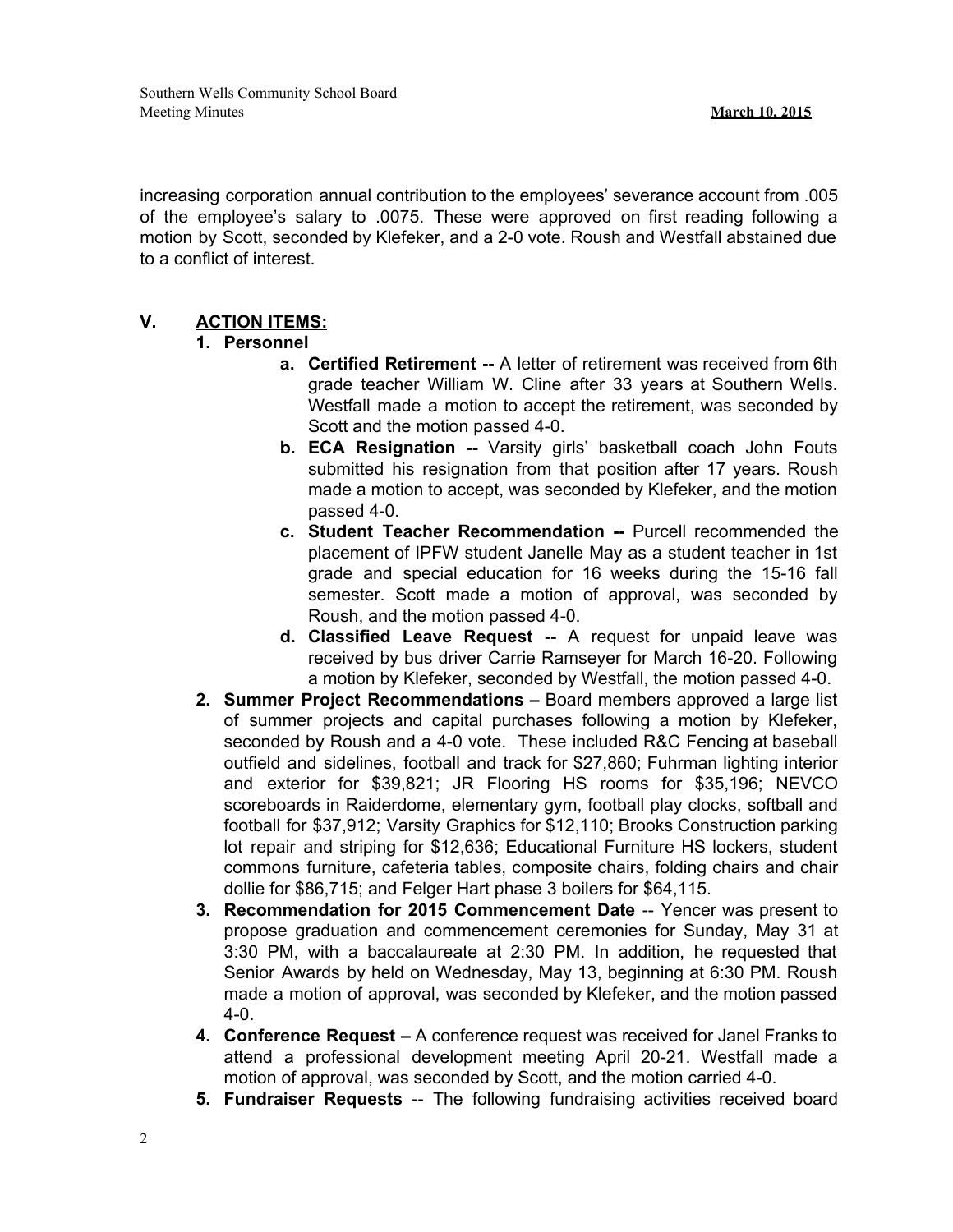increasing corporation annual contribution to the employees' severance account from .005 of the employee's salary to .0075. These were approved on first reading following a motion by Scott, seconded by Klefeker, and a 2-0 vote. Roush and Westfall abstained due to a conflict of interest.

## V. ACTION ITEMS:

1. **Personnel**
   a. **Certified Retirement --** A letter of retirement was received from 6th grade teacher William W. Cline after 33 years at Southern Wells. Westfall made a motion to accept the retirement, was seconded by Scott and the motion passed 4-0.
   b. **ECA Resignation --** Varsity girls' basketball coach John Fouts submitted his resignation from that position after 17 years. Roush made a motion to accept, was seconded by Klefeker, and the motion passed 4-0.
   c. **Student Teacher Recommendation --** Purcell recommended the placement of IPFW student Janelle May as a student teacher in 1st grade and special education for 16 weeks during the 15-16 fall semester. Scott made a motion of approval, was seconded by Roush, and the motion passed 4-0.
   d. **Classified Leave Request --** A request for unpaid leave was received by bus driver Carrie Ramseyer for March 16-20. Following a motion by Klefeker, seconded by Westfall, the motion passed 4-0.
2. **Summer Project Recommendations –** Board members approved a large list of summer projects and capital purchases following a motion by Klefeker, seconded by Roush and a 4-0 vote. These included R&C Fencing at baseball outfield and sidelines, football and track for $27,860; Fuhrman lighting interior and exterior for $39,821; JR Flooring HS rooms for $35,196; NEVCO scoreboards in Raiderdome, elementary gym, football play clocks, softball and football for $37,912; Varsity Graphics for $12,110; Brooks Construction parking lot repair and striping for $12,636; Educational Furniture HS lockers, student commons furniture, cafeteria tables, composite chairs, folding chairs and chair dollie for $86,715; and Felger Hart phase 3 boilers for $64,115.
3. **Recommendation for 2015 Commencement Date** -- Yencer was present to propose graduation and commencement ceremonies for Sunday, May 31 at 3:30 PM, with a baccalaureate at 2:30 PM. In addition, he requested that Senior Awards by held on Wednesday, May 13, beginning at 6:30 PM. Roush made a motion of approval, was seconded by Klefeker, and the motion passed 4-0.
4. **Conference Request –** A conference request was received for Janel Franks to attend a professional development meeting April 20-21. Westfall made a motion of approval, was seconded by Scott, and the motion carried 4-0.
5. **Fundraiser Requests** -- The following fundraising activities received board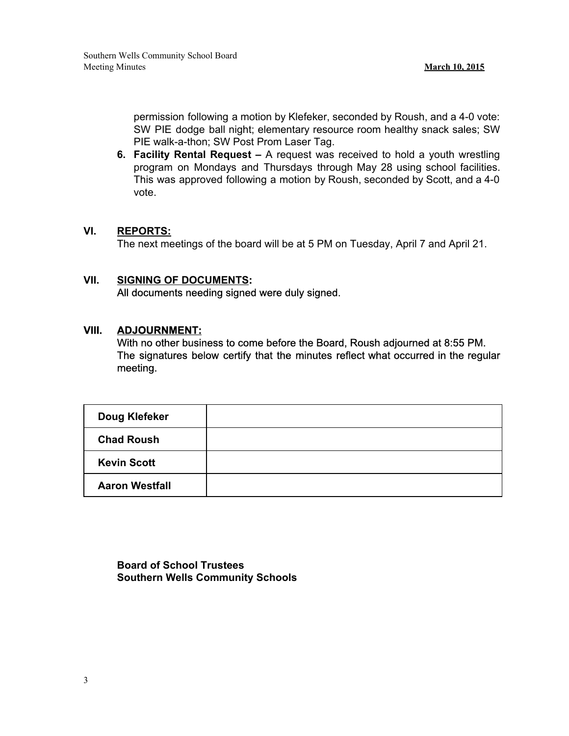permission following a motion by Klefeker, seconded by Roush, and a 4-0 vote: SW PIE dodge ball night; elementary resource room healthy snack sales; SW PIE walk-a-thon; SW Post Prom Laser Tag.

6. **Facility Rental Request –** A request was received to hold a youth wrestling program on Mondays and Thursdays through May 28 using school facilities. This was approved following a motion by Roush, seconded by Scott, and a 4-0 vote.

## VI. REPORTS:

The next meetings of the board will be at 5 PM on Tuesday, April 7 and April 21.

## VII. SIGNING OF DOCUMENTS:

All documents needing signed were duly signed.

## VIII. ADJOURNMENT:

With no other business to come before the Board, Roush adjourned at 8:55 PM. The signatures below certify that the minutes reflect what occurred in the regular meeting.

| | |
|---|---|
| **Doug Klefeker** | |
| **Chad Roush** | |
| **Kevin Scott** | |
| **Aaron Westfall** | |

**Board of School Trustees**
**Southern Wells Community Schools**